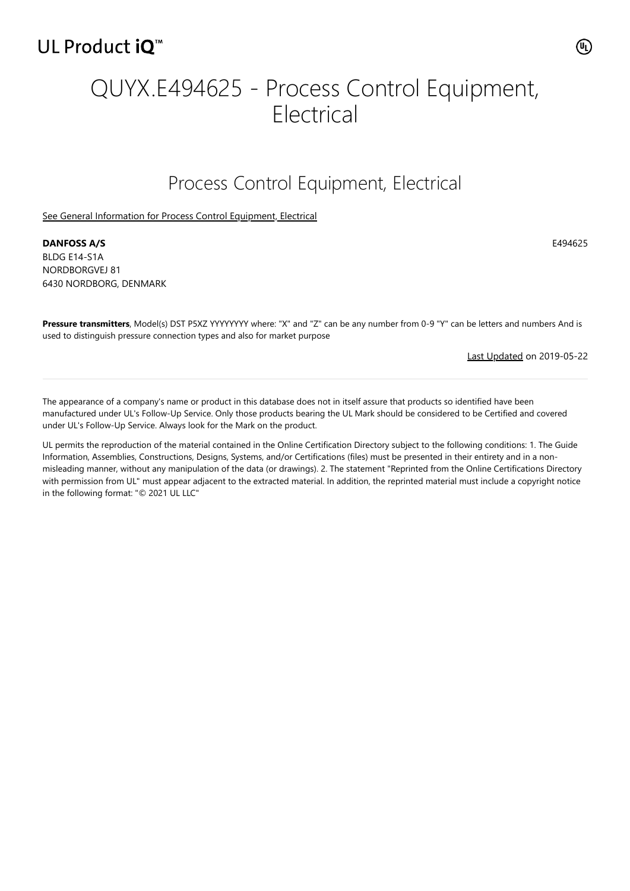UL Product iQ™

# QUYX.E494625 - Process Control Equipment, Electrical

## Process Control Equipment, Electrical

See General Information for Process Control Equipment, Electrical

**DANFOSS A/S** E494625

BLDG E14-S1A
NORDBORGVEJ 81
6430 NORDBORG, DENMARK

**Pressure transmitters**, Model(s) DST P5XZ YYYYYYYY where: "X" and "Z" can be any number from 0-9 "Y" can be letters and numbers And is used to distinguish pressure connection types and also for market purpose

Last Updated on 2019-05-22

---

The appearance of a company's name or product in this database does not in itself assure that products so identified have been manufactured under UL's Follow-Up Service. Only those products bearing the UL Mark should be considered to be Certified and covered under UL's Follow-Up Service. Always look for the Mark on the product.

UL permits the reproduction of the material contained in the Online Certification Directory subject to the following conditions: 1. The Guide Information, Assemblies, Constructions, Designs, Systems, and/or Certifications (files) must be presented in their entirety and in a non-misleading manner, without any manipulation of the data (or drawings). 2. The statement "Reprinted from the Online Certifications Directory with permission from UL" must appear adjacent to the extracted material. In addition, the reprinted material must include a copyright notice in the following format: "© 2021 UL LLC"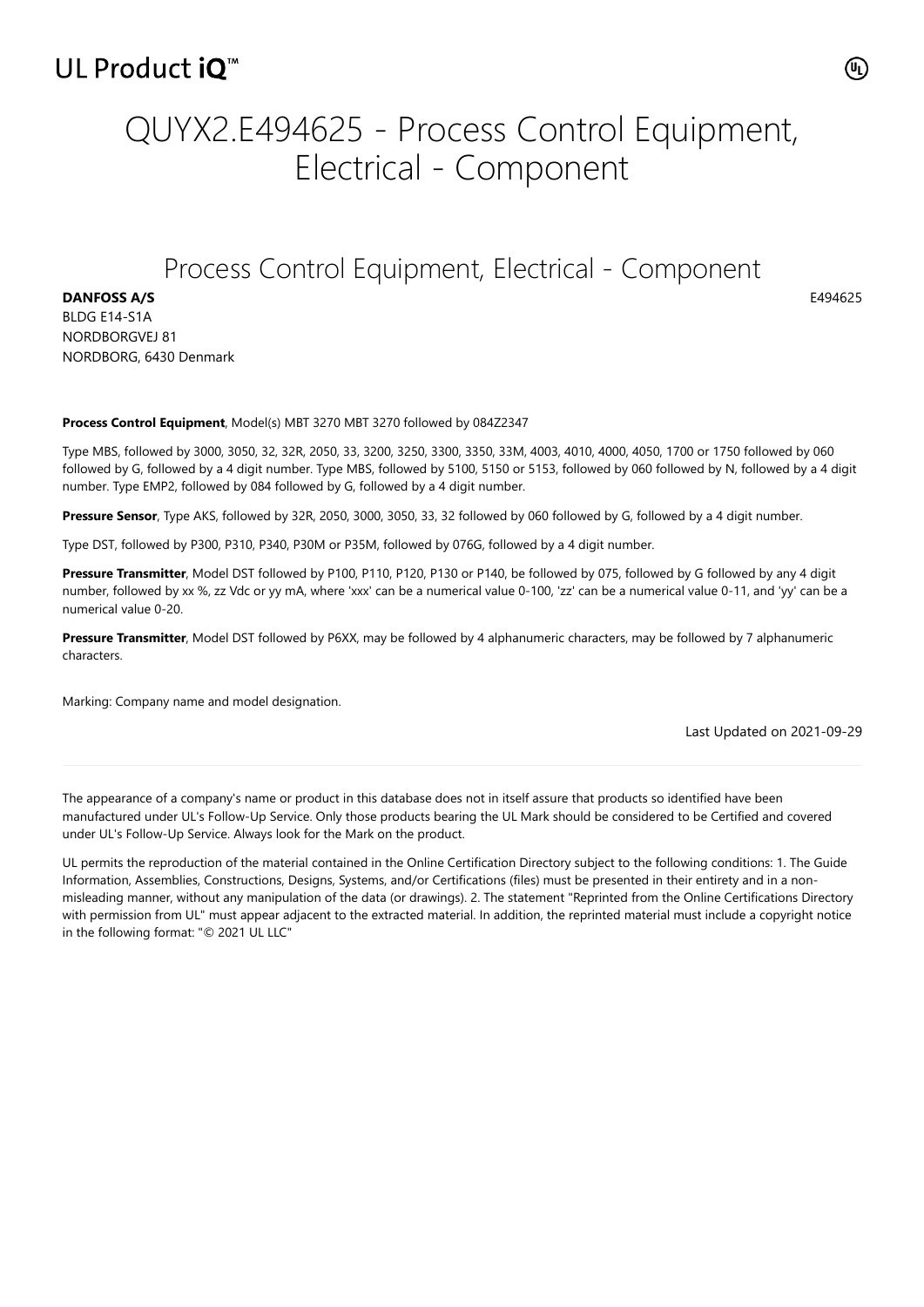UL Product iQ™

# QUYX2.E494625 - Process Control Equipment, Electrical - Component

## Process Control Equipment, Electrical - Component

**DANFOSS A/S** E494625

BLDG E14-S1A
NORDBORGVEJ 81
NORDBORG, 6430 Denmark

**Process Control Equipment**, Model(s) MBT 3270 MBT 3270 followed by 084Z2347

Type MBS, followed by 3000, 3050, 32, 32R, 2050, 33, 3200, 3250, 3300, 3350, 33M, 4003, 4010, 4000, 4050, 1700 or 1750 followed by 060 followed by G, followed by a 4 digit number. Type MBS, followed by 5100, 5150 or 5153, followed by 060 followed by N, followed by a 4 digit number. Type EMP2, followed by 084 followed by G, followed by a 4 digit number.

**Pressure Sensor**, Type AKS, followed by 32R, 2050, 3000, 3050, 33, 32 followed by 060 followed by G, followed by a 4 digit number.

Type DST, followed by P300, P310, P340, P30M or P35M, followed by 076G, followed by a 4 digit number.

**Pressure Transmitter**, Model DST followed by P100, P110, P120, P130 or P140, be followed by 075, followed by G followed by any 4 digit number, followed by xx %, zz Vdc or yy mA, where 'xxx' can be a numerical value 0-100, 'zz' can be a numerical value 0-11, and 'yy' can be a numerical value 0-20.

**Pressure Transmitter**, Model DST followed by P6XX, may be followed by 4 alphanumeric characters, may be followed by 7 alphanumeric characters.

Marking: Company name and model designation.

Last Updated on 2021-09-29

---

The appearance of a company's name or product in this database does not in itself assure that products so identified have been manufactured under UL's Follow-Up Service. Only those products bearing the UL Mark should be considered to be Certified and covered under UL's Follow-Up Service. Always look for the Mark on the product.

UL permits the reproduction of the material contained in the Online Certification Directory subject to the following conditions: 1. The Guide Information, Assemblies, Constructions, Designs, Systems, and/or Certifications (files) must be presented in their entirety and in a non-misleading manner, without any manipulation of the data (or drawings). 2. The statement "Reprinted from the Online Certifications Directory with permission from UL" must appear adjacent to the extracted material. In addition, the reprinted material must include a copyright notice in the following format: "© 2021 UL LLC"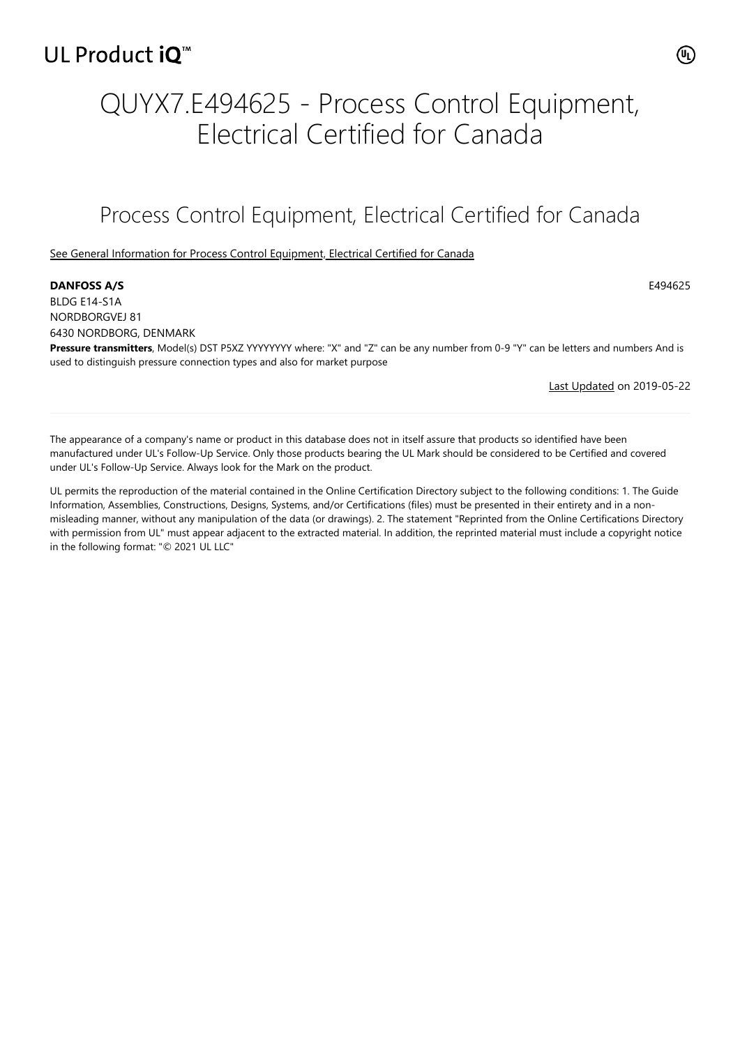UL Product iQ™

# QUYX7.E494625 - Process Control Equipment, Electrical Certified for Canada

## Process Control Equipment, Electrical Certified for Canada

See General Information for Process Control Equipment, Electrical Certified for Canada

**DANFOSS A/S** E494625

BLDG E14-S1A
NORDBORGVEJ 81
6430 NORDBORG, DENMARK

**Pressure transmitters**, Model(s) DST P5XZ YYYYYYYY where: "X" and "Z" can be any number from 0-9 "Y" can be letters and numbers And is used to distinguish pressure connection types and also for market purpose

Last Updated on 2019-05-22

---

The appearance of a company's name or product in this database does not in itself assure that products so identified have been manufactured under UL's Follow-Up Service. Only those products bearing the UL Mark should be considered to be Certified and covered under UL's Follow-Up Service. Always look for the Mark on the product.

UL permits the reproduction of the material contained in the Online Certification Directory subject to the following conditions: 1. The Guide Information, Assemblies, Constructions, Designs, Systems, and/or Certifications (files) must be presented in their entirety and in a non-misleading manner, without any manipulation of the data (or drawings). 2. The statement "Reprinted from the Online Certifications Directory with permission from UL" must appear adjacent to the extracted material. In addition, the reprinted material must include a copyright notice in the following format: "© 2021 UL LLC"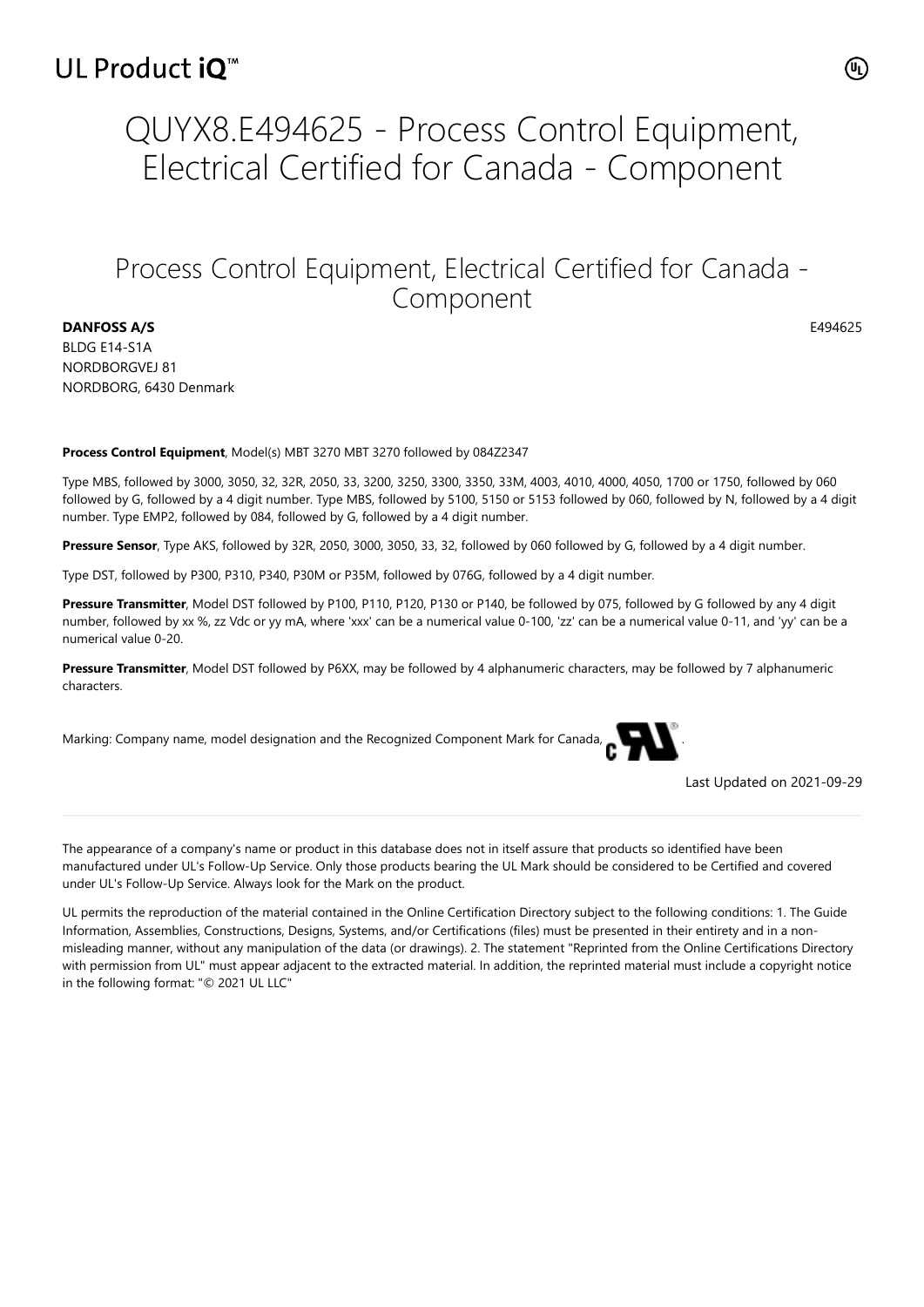UL Product iQ™

# QUYX8.E494625 - Process Control Equipment, Electrical Certified for Canada - Component

## Process Control Equipment, Electrical Certified for Canada - Component

**DANFOSS A/S** E494625

BLDG E14-S1A
NORDBORGVEJ 81
NORDBORG, 6430 Denmark

**Process Control Equipment**, Model(s) MBT 3270 MBT 3270 followed by 084Z2347

Type MBS, followed by 3000, 3050, 32, 32R, 2050, 33, 3200, 3250, 3300, 3350, 33M, 4003, 4010, 4000, 4050, 1700 or 1750, followed by 060 followed by G, followed by a 4 digit number. Type MBS, followed by 5100, 5150 or 5153 followed by 060, followed by N, followed by a 4 digit number. Type EMP2, followed by 084, followed by G, followed by a 4 digit number.

**Pressure Sensor**, Type AKS, followed by 32R, 2050, 3000, 3050, 33, 32, followed by 060 followed by G, followed by a 4 digit number.

Type DST, followed by P300, P310, P340, P30M or P35M, followed by 076G, followed by a 4 digit number.

**Pressure Transmitter**, Model DST followed by P100, P110, P120, P130 or P140, be followed by 075, followed by G followed by any 4 digit number, followed by xx %, zz Vdc or yy mA, where 'xxx' can be a numerical value 0-100, 'zz' can be a numerical value 0-11, and 'yy' can be a numerical value 0-20.

**Pressure Transmitter**, Model DST followed by P6XX, may be followed by 4 alphanumeric characters, may be followed by 7 alphanumeric characters.

Marking: Company name, model designation and the Recognized Component Mark for Canada, .

Last Updated on 2021-09-29

---

The appearance of a company's name or product in this database does not in itself assure that products so identified have been manufactured under UL's Follow-Up Service. Only those products bearing the UL Mark should be considered to be Certified and covered under UL's Follow-Up Service. Always look for the Mark on the product.

UL permits the reproduction of the material contained in the Online Certification Directory subject to the following conditions: 1. The Guide Information, Assemblies, Constructions, Designs, Systems, and/or Certifications (files) must be presented in their entirety and in a non-misleading manner, without any manipulation of the data (or drawings). 2. The statement "Reprinted from the Online Certifications Directory with permission from UL" must appear adjacent to the extracted material. In addition, the reprinted material must include a copyright notice in the following format: "© 2021 UL LLC"